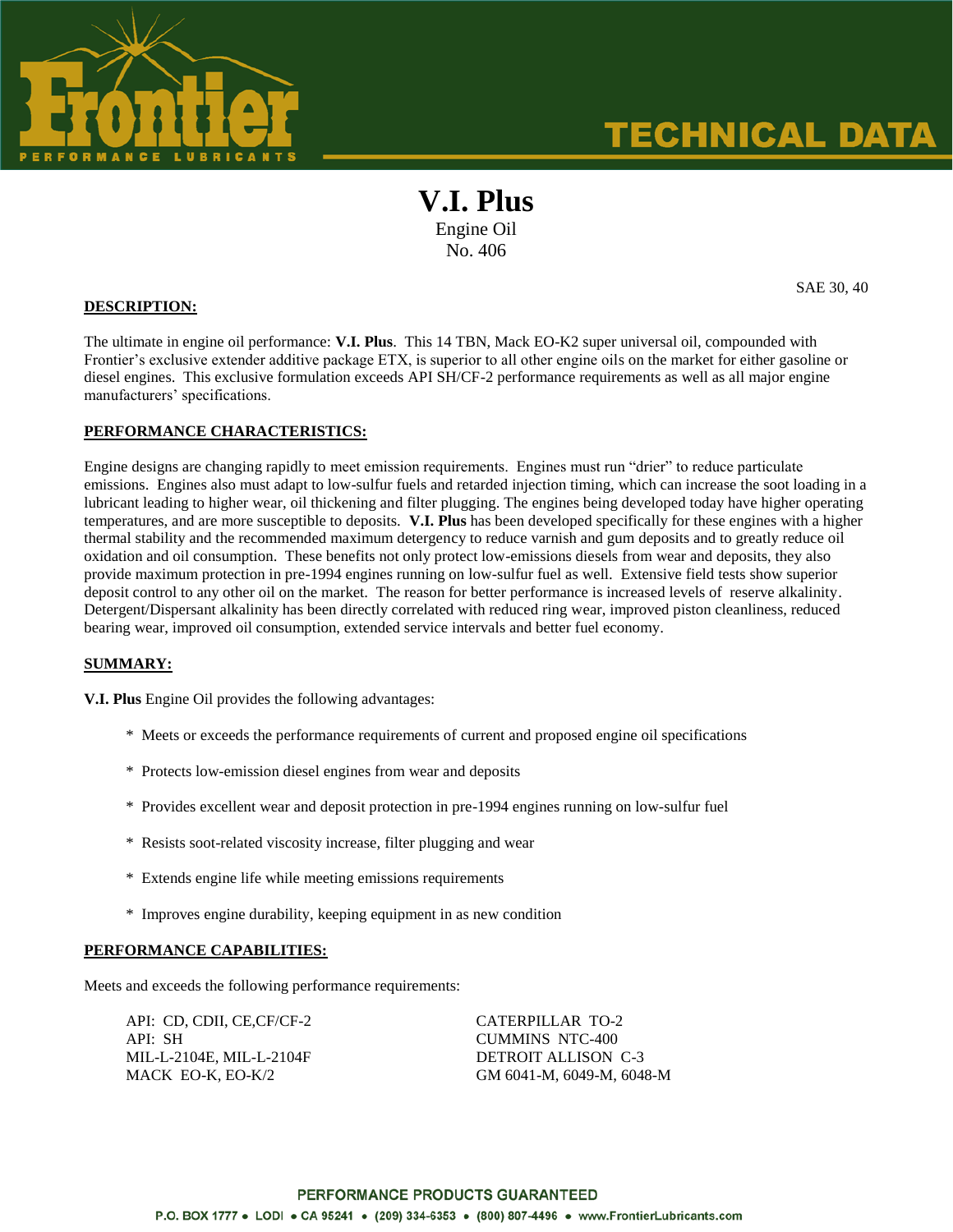# V.I. Plus

Engine Oil
No. 406

SAE 30, 40

## DESCRIPTION:

The ultimate in engine oil performance: **V.I. Plus**. This 14 TBN, Mack EO-K2 super universal oil, compounded with Frontier's exclusive extender additive package ETX, is superior to all other engine oils on the market for either gasoline or diesel engines. This exclusive formulation exceeds API SH/CF-2 performance requirements as well as all major engine manufacturers' specifications.

## PERFORMANCE CHARACTERISTICS:

Engine designs are changing rapidly to meet emission requirements. Engines must run "drier" to reduce particulate emissions. Engines also must adapt to low-sulfur fuels and retarded injection timing, which can increase the soot loading in a lubricant leading to higher wear, oil thickening and filter plugging. The engines being developed today have higher operating temperatures, and are more susceptible to deposits. **V.I. Plus** has been developed specifically for these engines with a higher thermal stability and the recommended maximum detergency to reduce varnish and gum deposits and to greatly reduce oil oxidation and oil consumption. These benefits not only protect low-emissions diesels from wear and deposits, they also provide maximum protection in pre-1994 engines running on low-sulfur fuel as well. Extensive field tests show superior deposit control to any other oil on the market. The reason for better performance is increased levels of reserve alkalinity. Detergent/Dispersant alkalinity has been directly correlated with reduced ring wear, improved piston cleanliness, reduced bearing wear, improved oil consumption, extended service intervals and better fuel economy.

## SUMMARY:

**V.I. Plus** Engine Oil provides the following advantages:

* Meets or exceeds the performance requirements of current and proposed engine oil specifications
* Protects low-emission diesel engines from wear and deposits
* Provides excellent wear and deposit protection in pre-1994 engines running on low-sulfur fuel
* Resists soot-related viscosity increase, filter plugging and wear
* Extends engine life while meeting emissions requirements
* Improves engine durability, keeping equipment in as new condition

## PERFORMANCE CAPABILITIES:

Meets and exceeds the following performance requirements:

API: CD, CDII, CE,CF/CF-2
API: SH
MIL-L-2104E, MIL-L-2104F
MACK EO-K, EO-K/2
CATERPILLAR TO-2
CUMMINS NTC-400
DETROIT ALLISON C-3
GM 6041-M, 6049-M, 6048-M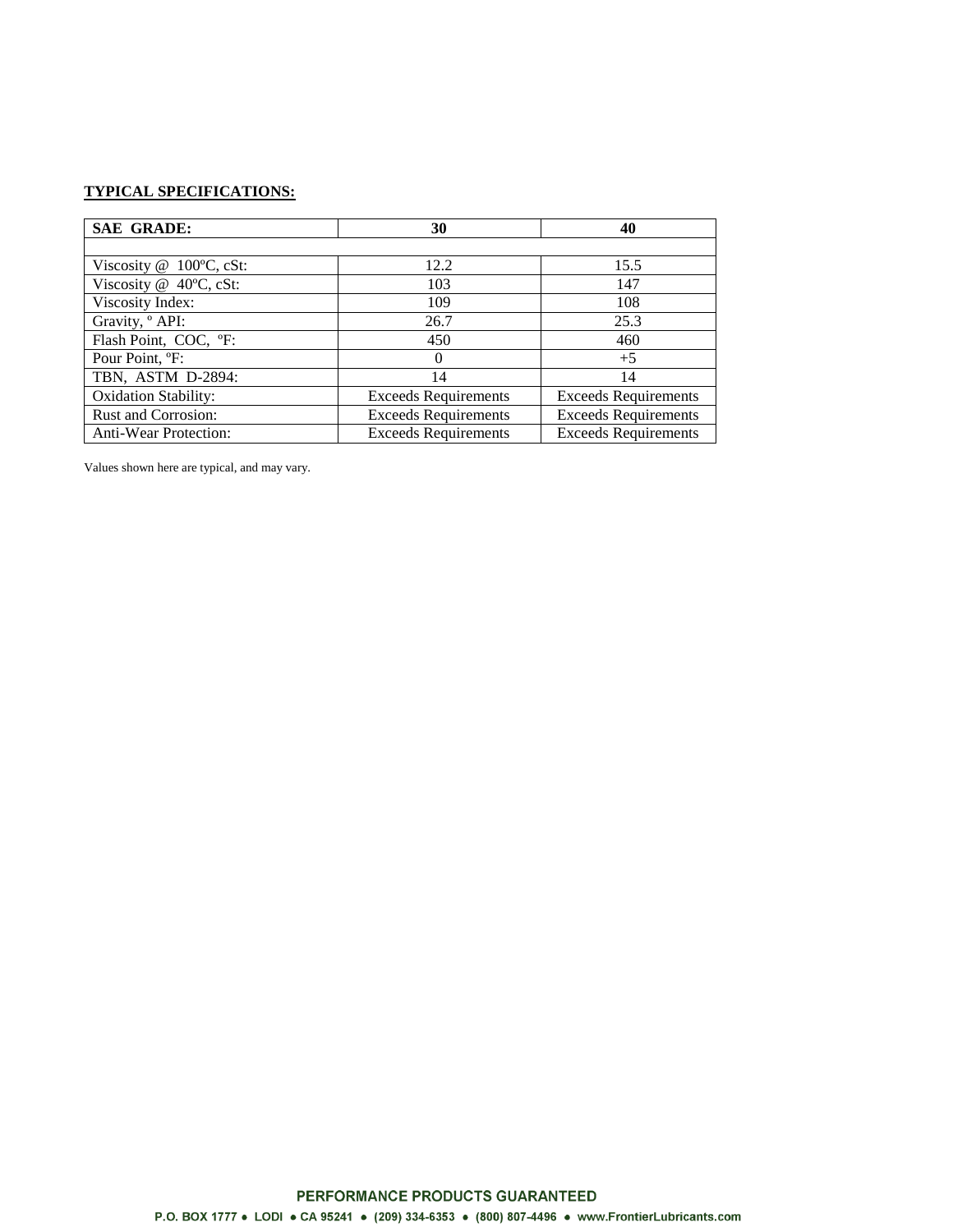**TYPICAL SPECIFICATIONS:**

| **SAE GRADE:** | **30** | **40** |
|---|---|---|
| | | |
| Viscosity @ 100ºC, cSt: | 12.2 | 15.5 |
| Viscosity @ 40ºC, cSt: | 103 | 147 |
| Viscosity Index: | 109 | 108 |
| Gravity, º API: | 26.7 | 25.3 |
| Flash Point, COC, ºF: | 450 | 460 |
| Pour Point, ºF: | 0 | +5 |
| TBN, ASTM D-2894: | 14 | 14 |
| Oxidation Stability: | Exceeds Requirements | Exceeds Requirements |
| Rust and Corrosion: | Exceeds Requirements | Exceeds Requirements |
| Anti-Wear Protection: | Exceeds Requirements | Exceeds Requirements |

Values shown here are typical, and may vary.

PERFORMANCE PRODUCTS GUARANTEED

P.O. BOX 1777 ● LODI ● CA 95241 ● (209) 334-6353 ● (800) 807-4496 ● www.FrontierLubricants.com